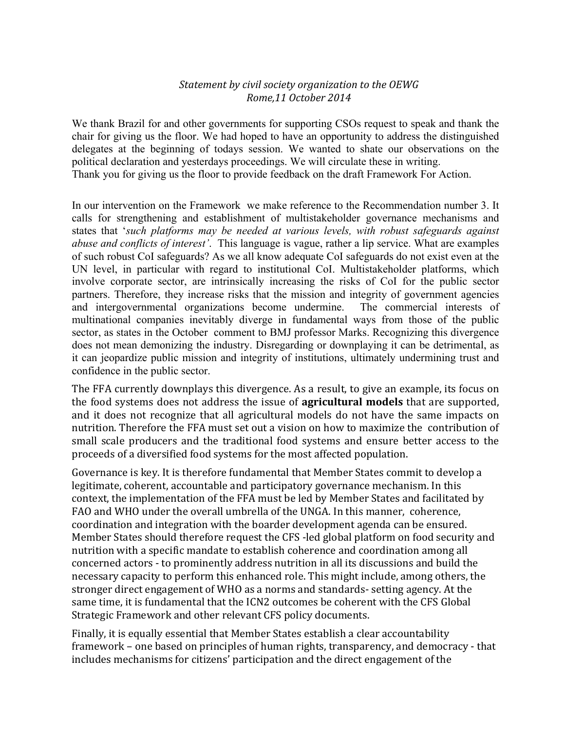*Statement by civil society organization to the OEWG*
*Rome,11 October 2014*

We thank Brazil for and other governments for supporting CSOs request to speak and thank the chair for giving us the floor. We had hoped to have an opportunity to address the distinguished delegates at the beginning of todays session. We wanted to shate our observations on the political declaration and yesterdays proceedings. We will circulate these in writing.
Thank you for giving us the floor to provide feedback on the draft Framework For Action.

In our intervention on the Framework we make reference to the Recommendation number 3. It calls for strengthening and establishment of multistakeholder governance mechanisms and states that '*such platforms may be needed at various levels, with robust safeguards against abuse and conflicts of interest'*. This language is vague, rather a lip service. What are examples of such robust CoI safeguards? As we all know adequate CoI safeguards do not exist even at the UN level, in particular with regard to institutional CoI. Multistakeholder platforms, which involve corporate sector, are intrinsically increasing the risks of CoI for the public sector partners. Therefore, they increase risks that the mission and integrity of government agencies and intergovernmental organizations become undermine. The commercial interests of multinational companies inevitably diverge in fundamental ways from those of the public sector, as states in the October comment to BMJ professor Marks. Recognizing this divergence does not mean demonizing the industry. Disregarding or downplaying it can be detrimental, as it can jeopardize public mission and integrity of institutions, ultimately undermining trust and confidence in the public sector.

The FFA currently downplays this divergence. As a result, to give an example, its focus on the food systems does not address the issue of **agricultural models** that are supported, and it does not recognize that all agricultural models do not have the same impacts on nutrition. Therefore the FFA must set out a vision on how to maximize the contribution of small scale producers and the traditional food systems and ensure better access to the proceeds of a diversified food systems for the most affected population.

Governance is key. It is therefore fundamental that Member States commit to develop a legitimate, coherent, accountable and participatory governance mechanism. In this context, the implementation of the FFA must be led by Member States and facilitated by FAO and WHO under the overall umbrella of the UNGA. In this manner, coherence, coordination and integration with the boarder development agenda can be ensured. Member States should therefore request the CFS -led global platform on food security and nutrition with a specific mandate to establish coherence and coordination among all concerned actors - to prominently address nutrition in all its discussions and build the necessary capacity to perform this enhanced role. This might include, among others, the stronger direct engagement of WHO as a norms and standards- setting agency. At the same time, it is fundamental that the ICN2 outcomes be coherent with the CFS Global Strategic Framework and other relevant CFS policy documents.

Finally, it is equally essential that Member States establish a clear accountability framework – one based on principles of human rights, transparency, and democracy - that includes mechanisms for citizens' participation and the direct engagement of the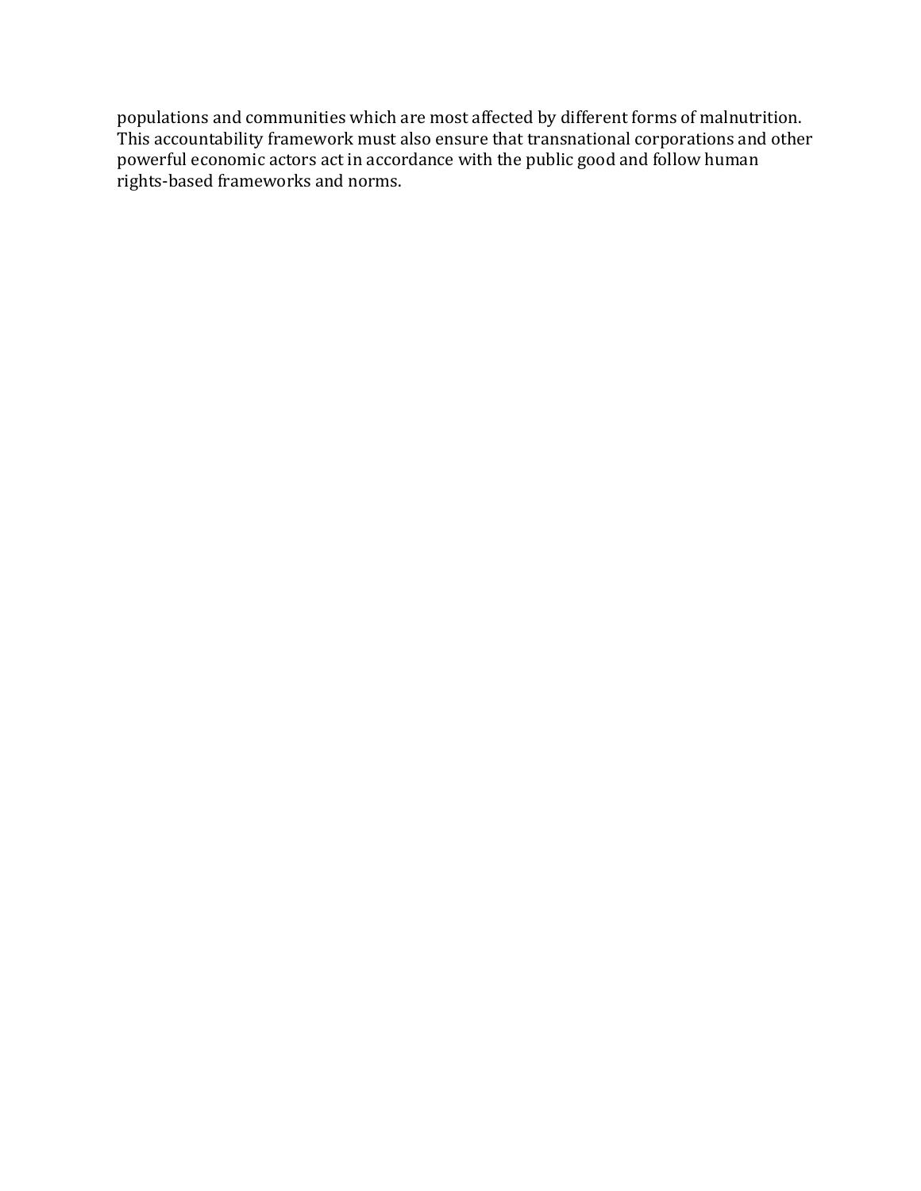populations and communities which are most affected by different forms of malnutrition. This accountability framework must also ensure that transnational corporations and other powerful economic actors act in accordance with the public good and follow human rights-based frameworks and norms.